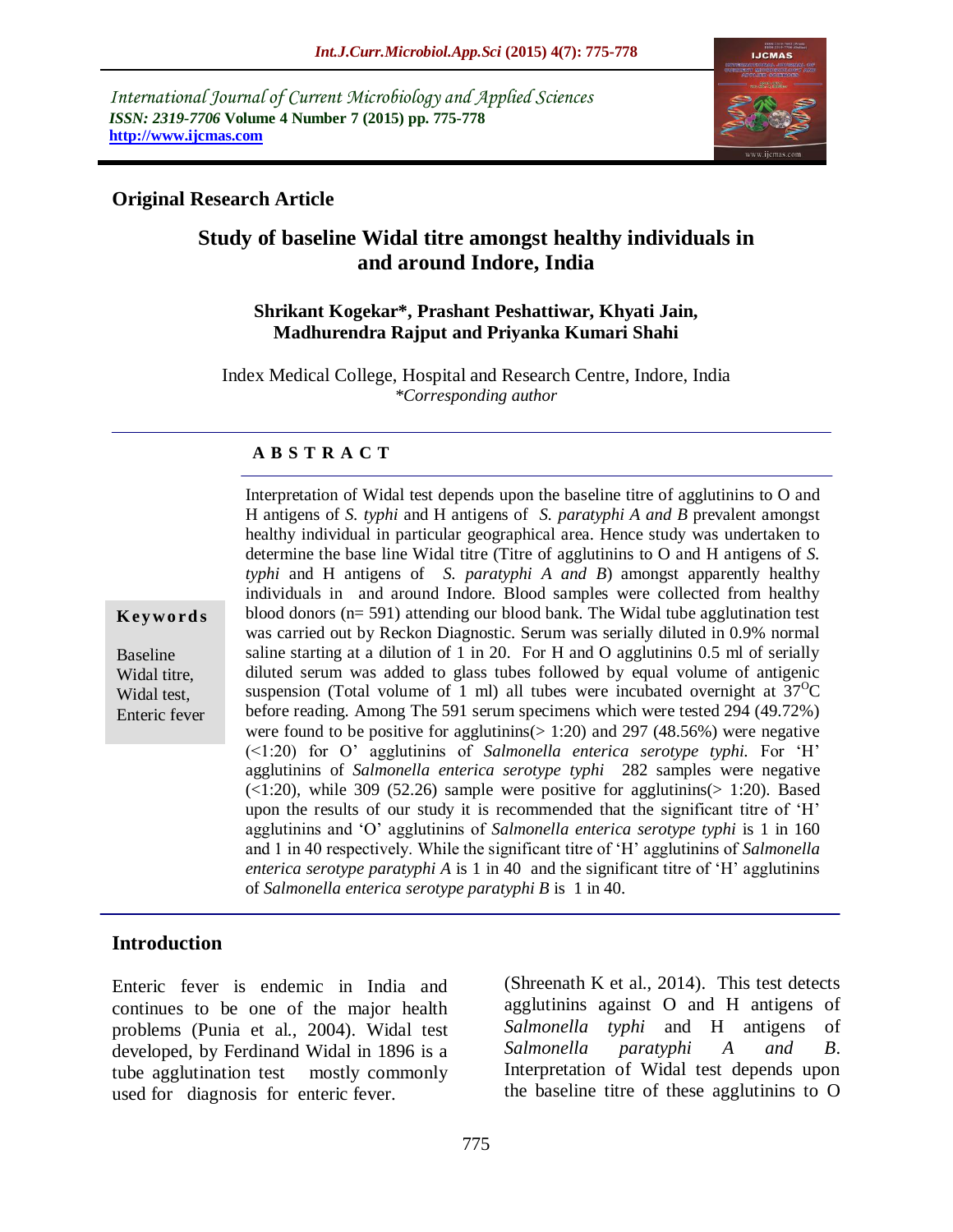International Journal of Current Microbiology and Applied Sciences
*ISSN: 2319-7706* **Volume 4 Number 7 (2015) pp. 775-778**
**http://www.ijcmas.com**

**Original Research Article**

# Study of baseline Widal titre amongst healthy individuals in and around Indore, India

**Shrikant Kogekar*, Prashant Peshattiwar, Khyati Jain, Madhurendra Rajput and Priyanka Kumari Shahi**

Index Medical College, Hospital and Research Centre, Indore, India
*\*Corresponding author*

## A B S T R A C T

**Keywords**

Baseline Widal titre, Widal test, Enteric fever

Interpretation of Widal test depends upon the baseline titre of agglutinins to O and H antigens of *S. typhi* and H antigens of *S. paratyphi A and B* prevalent amongst healthy individual in particular geographical area. Hence study was undertaken to determine the base line Widal titre (Titre of agglutinins to O and H antigens of *S. typhi* and H antigens of *S. paratyphi A and B*) amongst apparently healthy individuals in and around Indore. Blood samples were collected from healthy blood donors (n= 591) attending our blood bank. The Widal tube agglutination test was carried out by Reckon Diagnostic. Serum was serially diluted in 0.9% normal saline starting at a dilution of 1 in 20. For H and O agglutinins 0.5 ml of serially diluted serum was added to glass tubes followed by equal volume of antigenic suspension (Total volume of 1 ml) all tubes were incubated overnight at $37^{O}C$ before reading. Among The 591 serum specimens which were tested 294 (49.72%) were found to be positive for agglutinins(> 1:20) and 297 (48.56%) were negative (<1:20) for O' agglutinins of *Salmonella enterica serotype typhi.* For 'H' agglutinins of *Salmonella enterica serotype typhi* 282 samples were negative (<1:20), while 309 (52.26) sample were positive for agglutinins(> 1:20). Based upon the results of our study it is recommended that the significant titre of 'H' agglutinins and 'O' agglutinins of *Salmonella enterica serotype typhi* is 1 in 160 and 1 in 40 respectively. While the significant titre of 'H' agglutinins of *Salmonella enterica serotype paratyphi A* is 1 in 40 and the significant titre of 'H' agglutinins of *Salmonella enterica serotype paratyphi B* is 1 in 40.

## Introduction

Enteric fever is endemic in India and continues to be one of the major health problems (Punia et al., 2004). Widal test developed, by Ferdinand Widal in 1896 is a tube agglutination test mostly commonly used for diagnosis for enteric fever. (Shreenath K et al., 2014). This test detects agglutinins against O and H antigens of *Salmonella typhi* and H antigens of *Salmonella paratyphi A and B*. Interpretation of Widal test depends upon the baseline titre of these agglutinins to O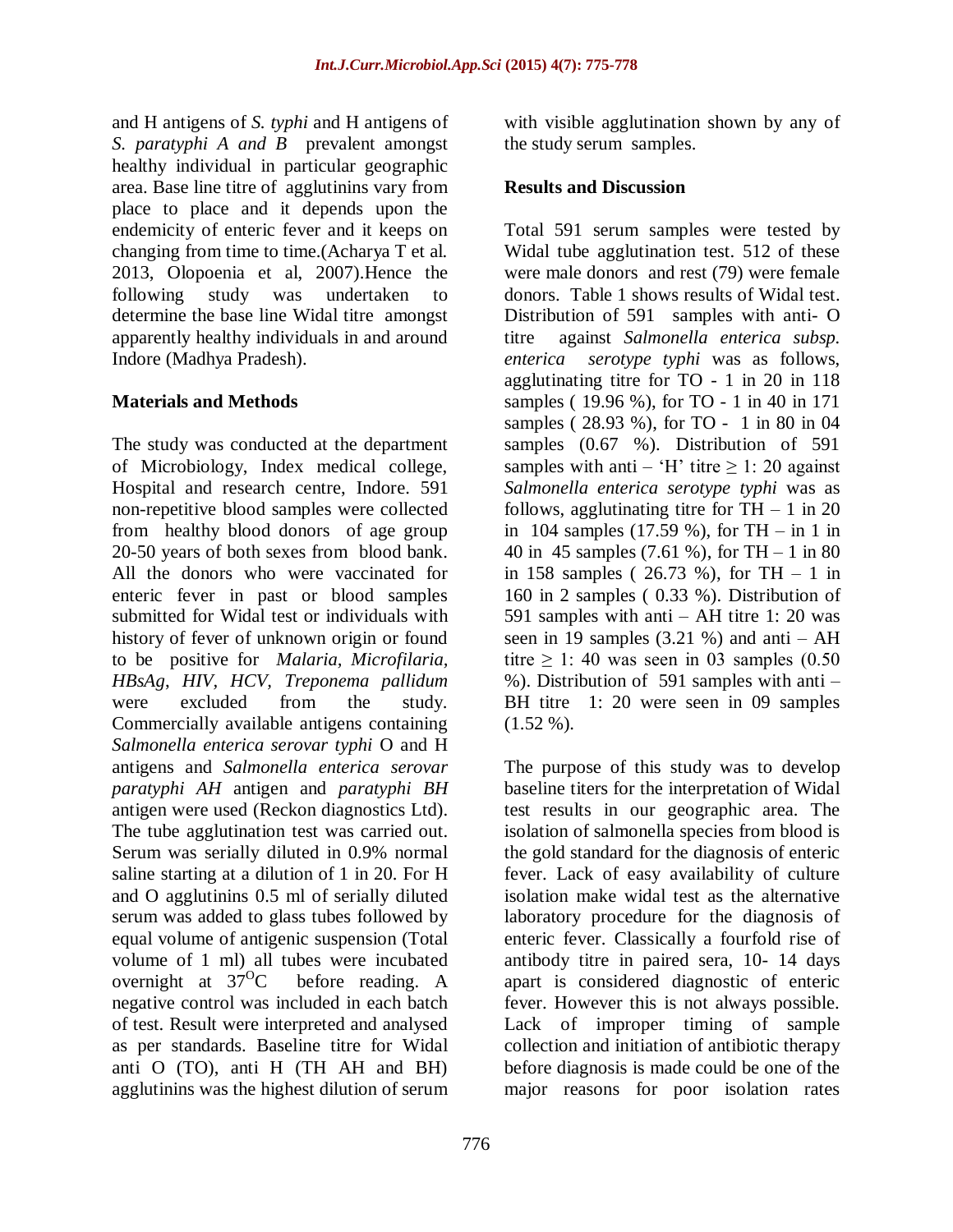and H antigens of *S. typhi* and H antigens of *S. paratyphi A and B* prevalent amongst healthy individual in particular geographic area. Base line titre of agglutinins vary from place to place and it depends upon the endemicity of enteric fever and it keeps on changing from time to time.(Acharya T et al. 2013, Olopoenia et al, 2007).Hence the following study was undertaken to determine the base line Widal titre amongst apparently healthy individuals in and around Indore (Madhya Pradesh).

## Materials and Methods

The study was conducted at the department of Microbiology, Index medical college, Hospital and research centre, Indore. 591 non-repetitive blood samples were collected from healthy blood donors of age group 20-50 years of both sexes from blood bank. All the donors who were vaccinated for enteric fever in past or blood samples submitted for Widal test or individuals with history of fever of unknown origin or found to be positive for *Malaria, Microfilaria, HBsAg, HIV, HCV, Treponema pallidum* were excluded from the study. Commercially available antigens containing *Salmonella enterica serovar typhi* O and H antigens and *Salmonella enterica serovar paratyphi AH* antigen and *paratyphi BH* antigen were used (Reckon diagnostics Ltd). The tube agglutination test was carried out. Serum was serially diluted in 0.9% normal saline starting at a dilution of 1 in 20. For H and O agglutinins 0.5 ml of serially diluted serum was added to glass tubes followed by equal volume of antigenic suspension (Total volume of 1 ml) all tubes were incubated overnight at $37^{O}C$ before reading. A negative control was included in each batch of test. Result were interpreted and analysed as per standards. Baseline titre for Widal anti O (TO), anti H (TH AH and BH) agglutinins was the highest dilution of serum with visible agglutination shown by any of the study serum samples.

## Results and Discussion

Total 591 serum samples were tested by Widal tube agglutination test. 512 of these were male donors and rest (79) were female donors. Table 1 shows results of Widal test. Distribution of 591 samples with anti- O titre against *Salmonella enterica subsp. enterica serotype typhi* was as follows, agglutinating titre for TO - 1 in 20 in 118 samples ( 19.96 %), for TO - 1 in 40 in 171 samples ( 28.93 %), for TO - 1 in 80 in 04 samples (0.67 %). Distribution of 591 samples with anti – 'H' titre $\geq$ 1: 20 against *Salmonella enterica serotype typhi* was as follows, agglutinating titre for TH – 1 in 20 in 104 samples (17.59 %), for TH – in 1 in 40 in 45 samples (7.61 %), for TH – 1 in 80 in 158 samples ( 26.73 %), for TH – 1 in 160 in 2 samples ( 0.33 %). Distribution of 591 samples with anti – AH titre 1: 20 was seen in 19 samples (3.21 %) and anti – AH titre $\geq$ 1: 40 was seen in 03 samples (0.50 %). Distribution of 591 samples with anti – BH titre 1: 20 were seen in 09 samples (1.52 %).

The purpose of this study was to develop baseline titers for the interpretation of Widal test results in our geographic area. The isolation of salmonella species from blood is the gold standard for the diagnosis of enteric fever. Lack of easy availability of culture isolation make widal test as the alternative laboratory procedure for the diagnosis of enteric fever. Classically a fourfold rise of antibody titre in paired sera, 10- 14 days apart is considered diagnostic of enteric fever. However this is not always possible. Lack of improper timing of sample collection and initiation of antibiotic therapy before diagnosis is made could be one of the major reasons for poor isolation rates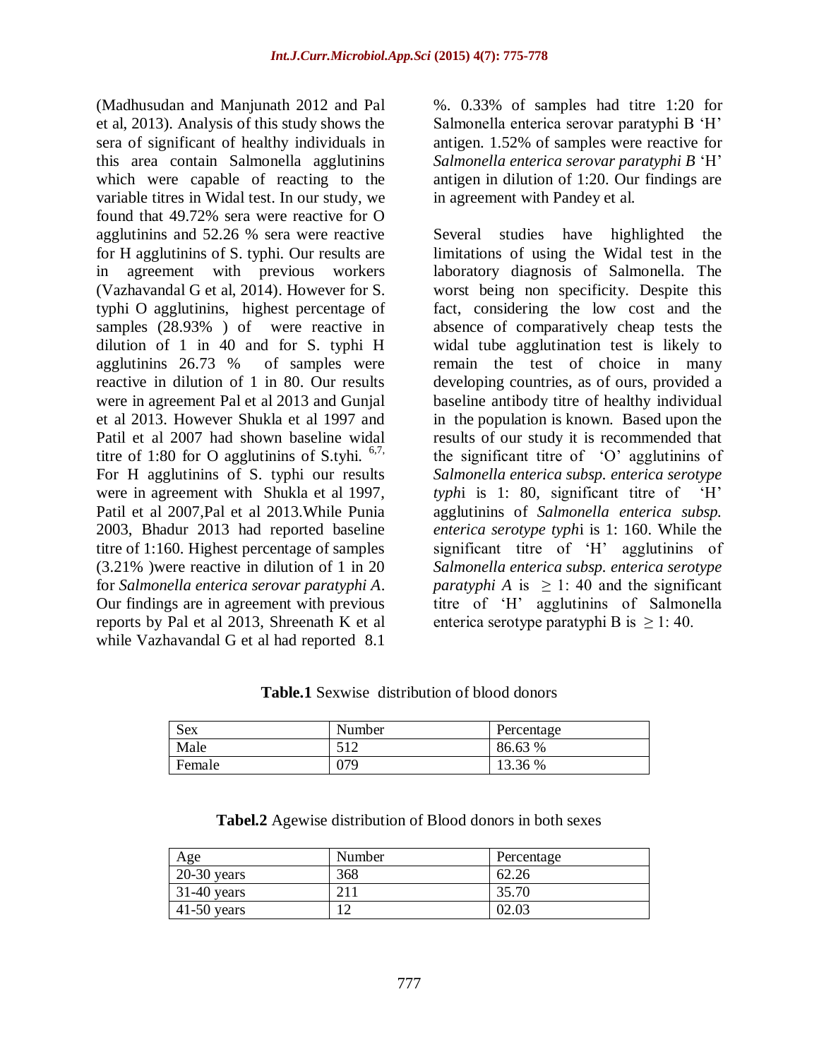(Madhusudan and Manjunath 2012 and Pal et al, 2013). Analysis of this study shows the sera of significant of healthy individuals in this area contain Salmonella agglutinins which were capable of reacting to the variable titres in Widal test. In our study, we found that 49.72% sera were reactive for O agglutinins and 52.26 % sera were reactive for H agglutinins of S. typhi. Our results are in agreement with previous workers (Vazhavandal G et al, 2014). However for S. typhi O agglutinins, highest percentage of samples (28.93% ) of were reactive in dilution of 1 in 40 and for S. typhi H agglutinins 26.73 % of samples were reactive in dilution of 1 in 80. Our results were in agreement Pal et al 2013 and Gunjal et al 2013. However Shukla et al 1997 and Patil et al 2007 had shown baseline widal titre of 1:80 for O agglutinins of S.tyhi. [6,7,] For H agglutinins of S. typhi our results were in agreement with Shukla et al 1997, Patil et al 2007,Pal et al 2013.While Punia 2003, Bhadur 2013 had reported baseline titre of 1:160. Highest percentage of samples (3.21% )were reactive in dilution of 1 in 20 for *Salmonella enterica serovar paratyphi A*. Our findings are in agreement with previous reports by Pal et al 2013, Shreenath K et al while Vazhavandal G et al had reported 8.1 %. 0.33% of samples had titre 1:20 for Salmonella enterica serovar paratyphi B 'H' antigen. 1.52% of samples were reactive for *Salmonella enterica serovar paratyphi B* 'H' antigen in dilution of 1:20. Our findings are in agreement with Pandey et al.

Several studies have highlighted the limitations of using the Widal test in the laboratory diagnosis of Salmonella. The worst being non specificity. Despite this fact, considering the low cost and the absence of comparatively cheap tests the widal tube agglutination test is likely to remain the test of choice in many developing countries, as of ours, provided a baseline antibody titre of healthy individual in the population is known. Based upon the results of our study it is recommended that the significant titre of 'O' agglutinins of *Salmonella enterica subsp. enterica serotype typhi* is 1: 80, significant titre of 'H' agglutinins of *Salmonella enterica subsp. enterica serotype typhi* is 1: 160. While the significant titre of 'H' agglutinins of *Salmonella enterica subsp. enterica serotype paratyphi A* is $\geq$ 1: 40 and the significant titre of 'H' agglutinins of Salmonella enterica serotype paratyphi B is $\geq$ 1: 40.

**Table.1** Sexwise distribution of blood donors

| Sex | Number | Percentage |
|---|---|---|
| Male | 512 | 86.63 % |
| Female | 079 | 13.36 % |

**Tabel.2** Agewise distribution of Blood donors in both sexes

| Age | Number | Percentage |
|---|---|---|
| 20-30 years | 368 | 62.26 |
| 31-40 years | 211 | 35.70 |
| 41-50 years | 12 | 02.03 |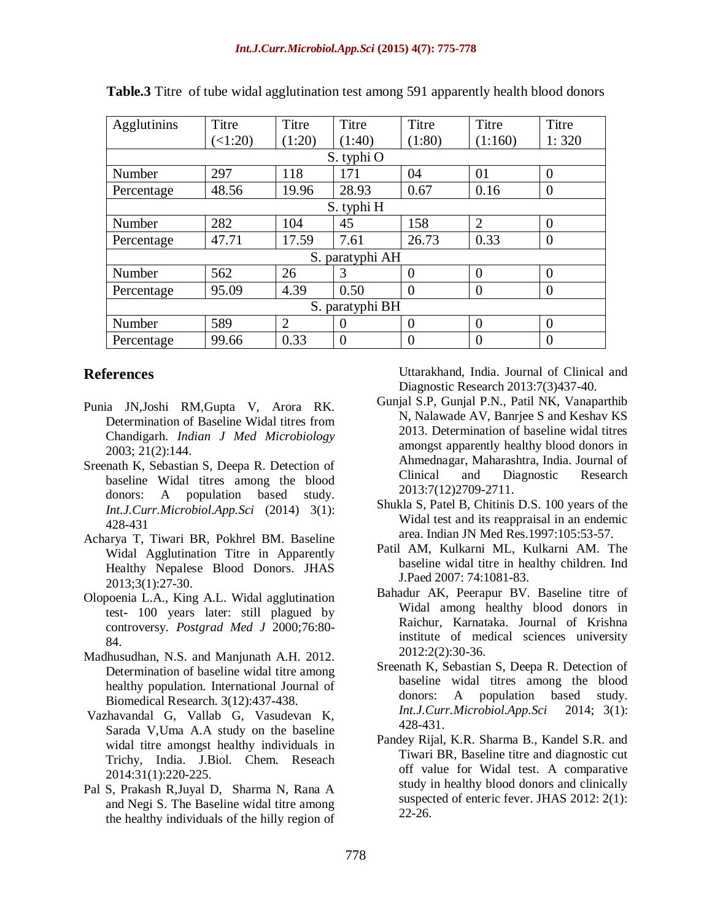**Table.3** Titre of tube widal agglutination test among 591 apparently health blood donors

| Agglutinins | Titre (<1:20) | Titre (1:20) | Titre (1:40) | Titre (1:80) | Titre (1:160) | Titre 1: 320 |
|---|---|---|---|---|---|---|
| S. typhi O | | | | | | |
| Number | 297 | 118 | 171 | 04 | 01 | 0 |
| Percentage | 48.56 | 19.96 | 28.93 | 0.67 | 0.16 | 0 |
| S. typhi H | | | | | | |
| Number | 282 | 104 | 45 | 158 | 2 | 0 |
| Percentage | 47.71 | 17.59 | 7.61 | 26.73 | 0.33 | 0 |
| S. paratyphi AH | | | | | | |
| Number | 562 | 26 | 3 | 0 | 0 | 0 |
| Percentage | 95.09 | 4.39 | 0.50 | 0 | 0 | 0 |
| S. paratyphi BH | | | | | | |
| Number | 589 | 2 | 0 | 0 | 0 | 0 |
| Percentage | 99.66 | 0.33 | 0 | 0 | 0 | 0 |

## References

Punia JN,Joshi RM,Gupta V, Arora RK. Determination of Baseline Widal titres from Chandigarh. *Indian J Med Microbiology* 2003; 21(2):144.

Sreenath K, Sebastian S, Deepa R. Detection of baseline Widal titres among the blood donors: A population based study. *Int.J.Curr.Microbiol.App.Sci* (2014) 3(1): 428-431

Acharya T, Tiwari BR, Pokhrel BM. Baseline Widal Agglutination Titre in Apparently Healthy Nepalese Blood Donors. JHAS 2013;3(1):27-30.

Olopoenia L.A., King A.L. Widal agglutination test- 100 years later: still plagued by controversy. *Postgrad Med J* 2000;76:80-84.

Madhusudhan, N.S. and Manjunath A.H. 2012. Determination of baseline widal titre among healthy population. International Journal of Biomedical Research. 3(12):437-438.

Vazhavandal G, Vallab G, Vasudevan K, Sarada V,Uma A.A study on the baseline widal titre amongst healthy individuals in Trichy, India. J.Biol. Chem. Reseach 2014:31(1):220-225.

Pal S, Prakash R,Juyal D, Sharma N, Rana A and Negi S. The Baseline widal titre among the healthy individuals of the hilly region of Uttarakhand, India. Journal of Clinical and Diagnostic Research 2013:7(3)437-40.

Gunjal S.P, Gunjal P.N., Patil NK, Vanaparthib N, Nalawade AV, Banrjee S and Keshav KS 2013. Determination of baseline widal titres amongst apparently healthy blood donors in Ahmednagar, Maharashtra, India. Journal of Clinical and Diagnostic Research 2013:7(12)2709-2711.

Shukla S, Patel B, Chitinis D.S. 100 years of the Widal test and its reappraisal in an endemic area. Indian JN Med Res.1997:105:53-57.

Patil AM, Kulkarni ML, Kulkarni AM. The baseline widal titre in healthy children. Ind J.Paed 2007: 74:1081-83.

Bahadur AK, Peerapur BV. Baseline titre of Widal among healthy blood donors in Raichur, Karnataka. Journal of Krishna institute of medical sciences university 2012:2(2):30-36.

Sreenath K, Sebastian S, Deepa R. Detection of baseline widal titres among the blood donors: A population based study. *Int.J.Curr.Microbiol.App.Sci* 2014; 3(1): 428-431.

Pandey Rijal, K.R. Sharma B., Kandel S.R. and Tiwari BR, Baseline titre and diagnostic cut off value for Widal test. A comparative study in healthy blood donors and clinically suspected of enteric fever. JHAS 2012: 2(1): 22-26.